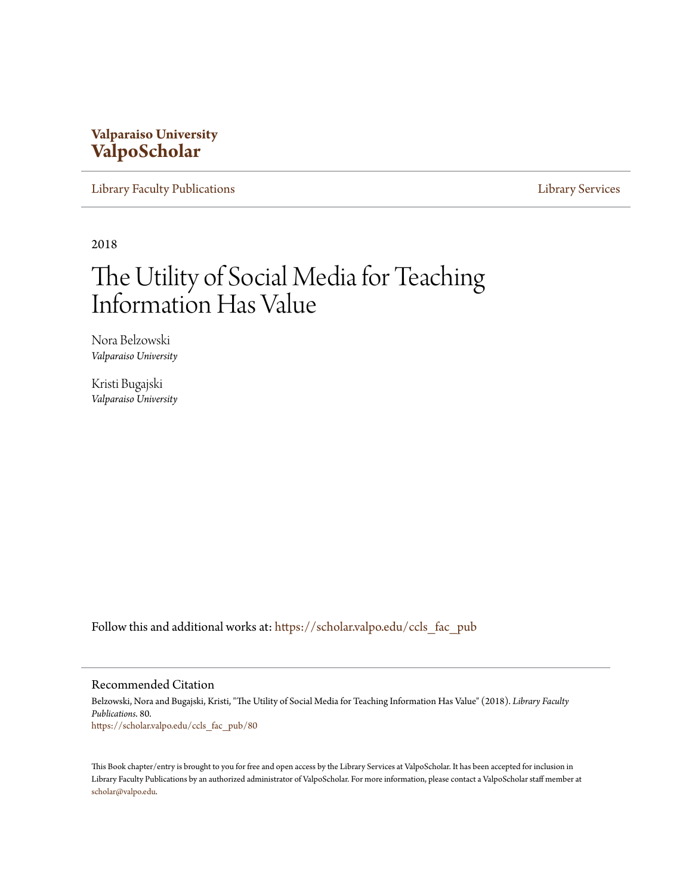**Valparaiso University**
**ValpoScholar**

Library Faculty Publications | Library Services

2018

# The Utility of Social Media for Teaching Information Has Value

Nora Belzowski
*Valparaiso University*

Kristi Bugajski
*Valparaiso University*

Follow this and additional works at: https://scholar.valpo.edu/ccls_fac_pub

## Recommended Citation

Belzowski, Nora and Bugajski, Kristi, "The Utility of Social Media for Teaching Information Has Value" (2018). *Library Faculty Publications*. 80.
https://scholar.valpo.edu/ccls_fac_pub/80

This Book chapter/entry is brought to you for free and open access by the Library Services at ValpoScholar. It has been accepted for inclusion in Library Faculty Publications by an authorized administrator of ValpoScholar. For more information, please contact a ValpoScholar staff member at scholar@valpo.edu.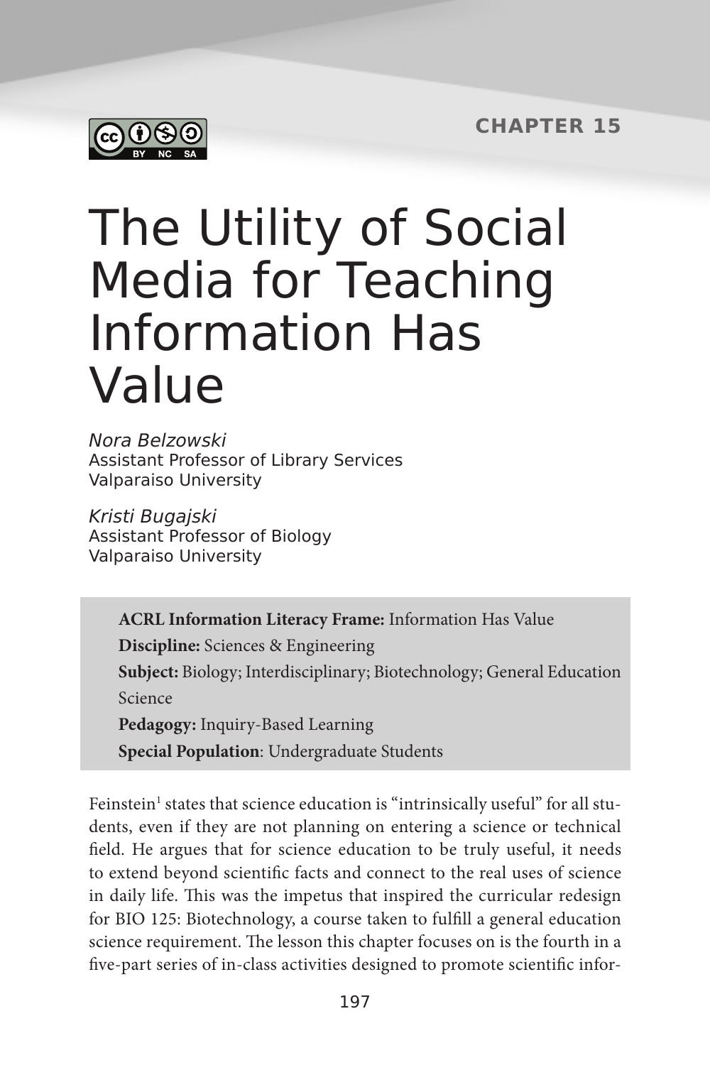# The Utility of Social Media for Teaching Information Has Value

*Nora Belzowski*
Assistant Professor of Library Services
Valparaiso University

*Kristi Bugajski*
Assistant Professor of Biology
Valparaiso University

**ACRL Information Literacy Frame:** Information Has Value
**Discipline:** Sciences & Engineering
**Subject:** Biology; Interdisciplinary; Biotechnology; General Education Science
**Pedagogy:** Inquiry-Based Learning
**Special Population**: Undergraduate Students

Feinstein[1] states that science education is "intrinsically useful" for all students, even if they are not planning on entering a science or technical field. He argues that for science education to be truly useful, it needs to extend beyond scientific facts and connect to the real uses of science in daily life. This was the impetus that inspired the curricular redesign for BIO 125: Biotechnology, a course taken to fulfill a general education science requirement. The lesson this chapter focuses on is the fourth in a five-part series of in-class activities designed to promote scientific infor-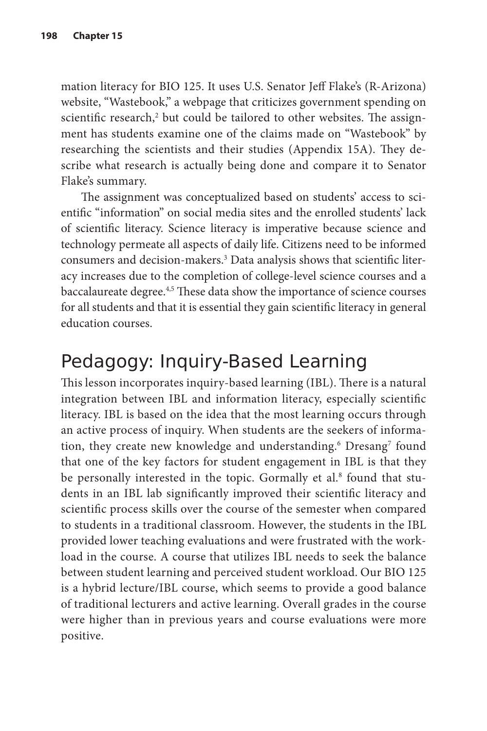mation literacy for BIO 125. It uses U.S. Senator Jeff Flake's (R-Arizona) website, "Wastebook," a webpage that criticizes government spending on scientific research,[2] but could be tailored to other websites. The assignment has students examine one of the claims made on "Wastebook" by researching the scientists and their studies (Appendix 15A). They describe what research is actually being done and compare it to Senator Flake's summary.

The assignment was conceptualized based on students' access to scientific "information" on social media sites and the enrolled students' lack of scientific literacy. Science literacy is imperative because science and technology permeate all aspects of daily life. Citizens need to be informed consumers and decision-makers.[3] Data analysis shows that scientific literacy increases due to the completion of college-level science courses and a baccalaureate degree.[4,5] These data show the importance of science courses for all students and that it is essential they gain scientific literacy in general education courses.

## Pedagogy: Inquiry-Based Learning

This lesson incorporates inquiry-based learning (IBL). There is a natural integration between IBL and information literacy, especially scientific literacy. IBL is based on the idea that the most learning occurs through an active process of inquiry. When students are the seekers of information, they create new knowledge and understanding.[6] Dresang[7] found that one of the key factors for student engagement in IBL is that they be personally interested in the topic. Gormally et al.[8] found that students in an IBL lab significantly improved their scientific literacy and scientific process skills over the course of the semester when compared to students in a traditional classroom. However, the students in the IBL provided lower teaching evaluations and were frustrated with the workload in the course. A course that utilizes IBL needs to seek the balance between student learning and perceived student workload. Our BIO 125 is a hybrid lecture/IBL course, which seems to provide a good balance of traditional lecturers and active learning. Overall grades in the course were higher than in previous years and course evaluations were more positive.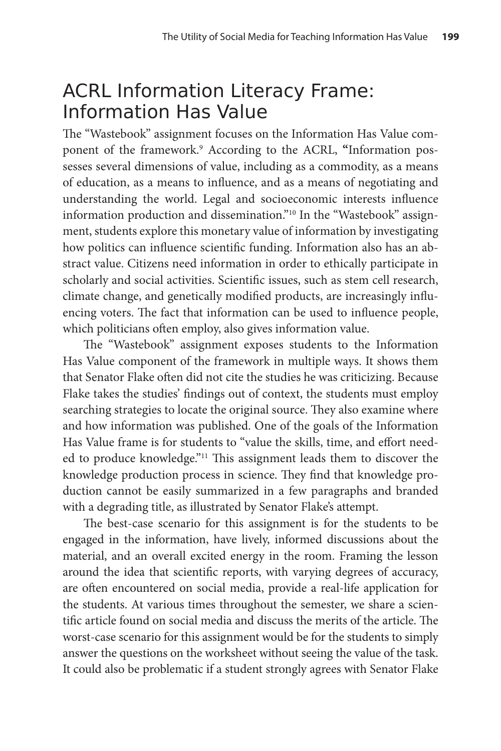## ACRL Information Literacy Frame: Information Has Value

The "Wastebook" assignment focuses on the Information Has Value component of the framework.[9] According to the ACRL, **"**Information possesses several dimensions of value, including as a commodity, as a means of education, as a means to influence, and as a means of negotiating and understanding the world. Legal and socioeconomic interests influence information production and dissemination."[10] In the "Wastebook" assignment, students explore this monetary value of information by investigating how politics can influence scientific funding. Information also has an abstract value. Citizens need information in order to ethically participate in scholarly and social activities. Scientific issues, such as stem cell research, climate change, and genetically modified products, are increasingly influencing voters. The fact that information can be used to influence people, which politicians often employ, also gives information value.

The "Wastebook" assignment exposes students to the Information Has Value component of the framework in multiple ways. It shows them that Senator Flake often did not cite the studies he was criticizing. Because Flake takes the studies' findings out of context, the students must employ searching strategies to locate the original source. They also examine where and how information was published. One of the goals of the Information Has Value frame is for students to "value the skills, time, and effort needed to produce knowledge."[11] This assignment leads them to discover the knowledge production process in science. They find that knowledge production cannot be easily summarized in a few paragraphs and branded with a degrading title, as illustrated by Senator Flake's attempt.

The best-case scenario for this assignment is for the students to be engaged in the information, have lively, informed discussions about the material, and an overall excited energy in the room. Framing the lesson around the idea that scientific reports, with varying degrees of accuracy, are often encountered on social media, provide a real-life application for the students. At various times throughout the semester, we share a scientific article found on social media and discuss the merits of the article. The worst-case scenario for this assignment would be for the students to simply answer the questions on the worksheet without seeing the value of the task. It could also be problematic if a student strongly agrees with Senator Flake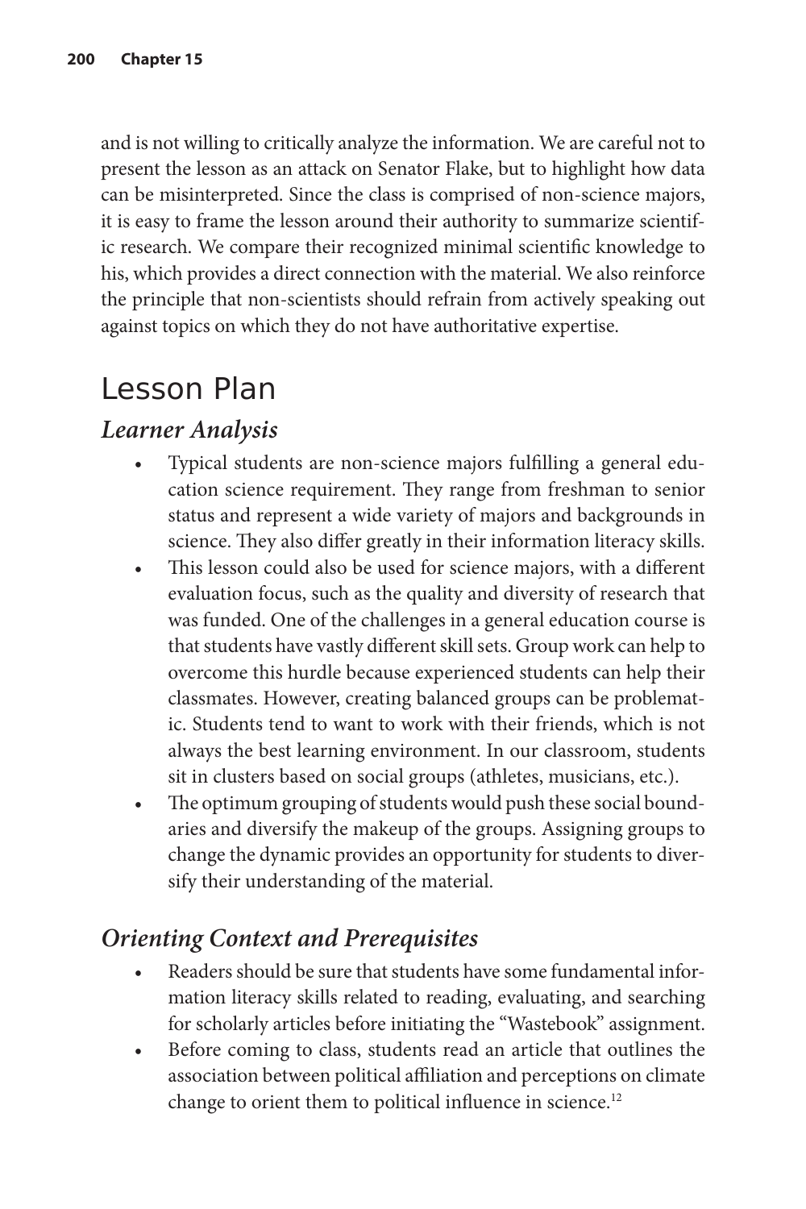and is not willing to critically analyze the information. We are careful not to present the lesson as an attack on Senator Flake, but to highlight how data can be misinterpreted. Since the class is comprised of non-science majors, it is easy to frame the lesson around their authority to summarize scientific research. We compare their recognized minimal scientific knowledge to his, which provides a direct connection with the material. We also reinforce the principle that non-scientists should refrain from actively speaking out against topics on which they do not have authoritative expertise.

# Lesson Plan

## *Learner Analysis*

- Typical students are non-science majors fulfilling a general education science requirement. They range from freshman to senior status and represent a wide variety of majors and backgrounds in science. They also differ greatly in their information literacy skills.
- This lesson could also be used for science majors, with a different evaluation focus, such as the quality and diversity of research that was funded. One of the challenges in a general education course is that students have vastly different skill sets. Group work can help to overcome this hurdle because experienced students can help their classmates. However, creating balanced groups can be problematic. Students tend to want to work with their friends, which is not always the best learning environment. In our classroom, students sit in clusters based on social groups (athletes, musicians, etc.).
- The optimum grouping of students would push these social boundaries and diversify the makeup of the groups. Assigning groups to change the dynamic provides an opportunity for students to diversify their understanding of the material.

## *Orienting Context and Prerequisites*

- Readers should be sure that students have some fundamental information literacy skills related to reading, evaluating, and searching for scholarly articles before initiating the "Wastebook" assignment.
- Before coming to class, students read an article that outlines the association between political affiliation and perceptions on climate change to orient them to political influence in science.[12]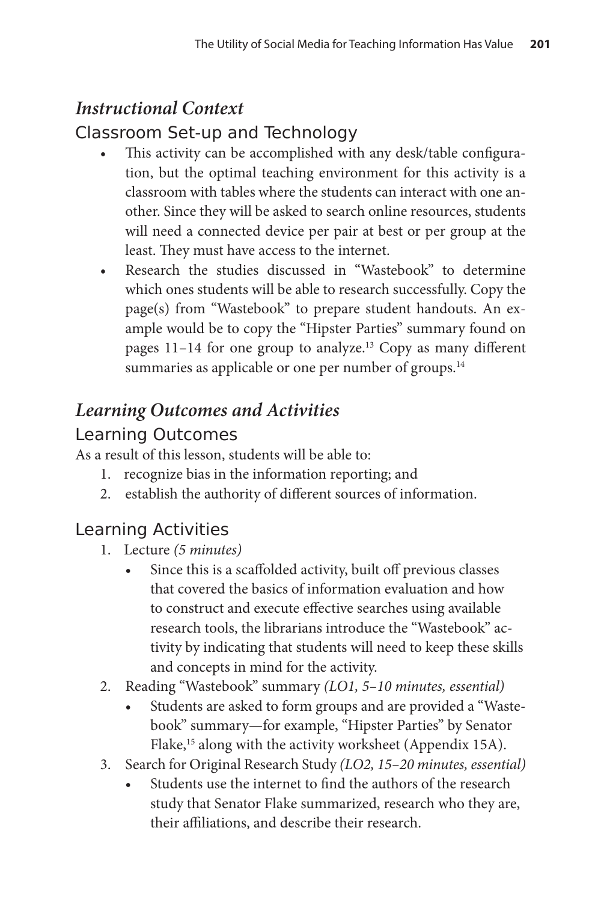## *Instructional Context*

### Classroom Set-up and Technology

- This activity can be accomplished with any desk/table configuration, but the optimal teaching environment for this activity is a classroom with tables where the students can interact with one another. Since they will be asked to search online resources, students will need a connected device per pair at best or per group at the least. They must have access to the internet.
- Research the studies discussed in "Wastebook" to determine which ones students will be able to research successfully. Copy the page(s) from "Wastebook" to prepare student handouts. An example would be to copy the "Hipster Parties" summary found on pages 11–14 for one group to analyze.[13] Copy as many different summaries as applicable or one per number of groups.[14]

## *Learning Outcomes and Activities*

### Learning Outcomes

As a result of this lesson, students will be able to:

1. recognize bias in the information reporting; and
2. establish the authority of different sources of information.

### Learning Activities

1. Lecture *(5 minutes)*
   - Since this is a scaffolded activity, built off previous classes that covered the basics of information evaluation and how to construct and execute effective searches using available research tools, the librarians introduce the "Wastebook" activity by indicating that students will need to keep these skills and concepts in mind for the activity.
2. Reading "Wastebook" summary *(LO1, 5–10 minutes, essential)*
   - Students are asked to form groups and are provided a "Wastebook" summary—for example, "Hipster Parties" by Senator Flake,[15] along with the activity worksheet (Appendix 15A).
3. Search for Original Research Study *(LO2, 15–20 minutes, essential)*
   - Students use the internet to find the authors of the research study that Senator Flake summarized, research who they are, their affiliations, and describe their research.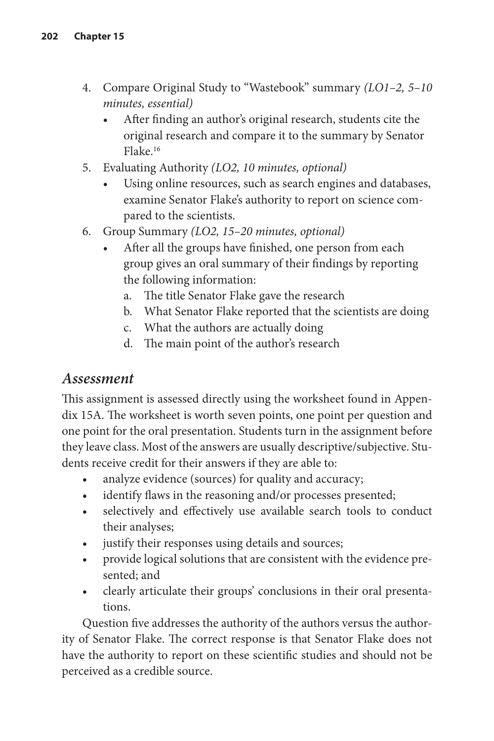4. Compare Original Study to "Wastebook" summary *(LO1–2, 5–10 minutes, essential)*
   - After finding an author's original research, students cite the original research and compare it to the summary by Senator Flake.[16]
5. Evaluating Authority *(LO2, 10 minutes, optional)*
   - Using online resources, such as search engines and databases, examine Senator Flake's authority to report on science compared to the scientists.
6. Group Summary *(LO2, 15–20 minutes, optional)*
   - After all the groups have finished, one person from each group gives an oral summary of their findings by reporting the following information:
     a. The title Senator Flake gave the research
     b. What Senator Flake reported that the scientists are doing
     c. What the authors are actually doing
     d. The main point of the author's research

## *Assessment*

This assignment is assessed directly using the worksheet found in Appendix 15A. The worksheet is worth seven points, one point per question and one point for the oral presentation. Students turn in the assignment before they leave class. Most of the answers are usually descriptive/subjective. Students receive credit for their answers if they are able to:

- analyze evidence (sources) for quality and accuracy;
- identify flaws in the reasoning and/or processes presented;
- selectively and effectively use available search tools to conduct their analyses;
- justify their responses using details and sources;
- provide logical solutions that are consistent with the evidence presented; and
- clearly articulate their groups' conclusions in their oral presentations.

Question five addresses the authority of the authors versus the authority of Senator Flake. The correct response is that Senator Flake does not have the authority to report on these scientific studies and should not be perceived as a credible source.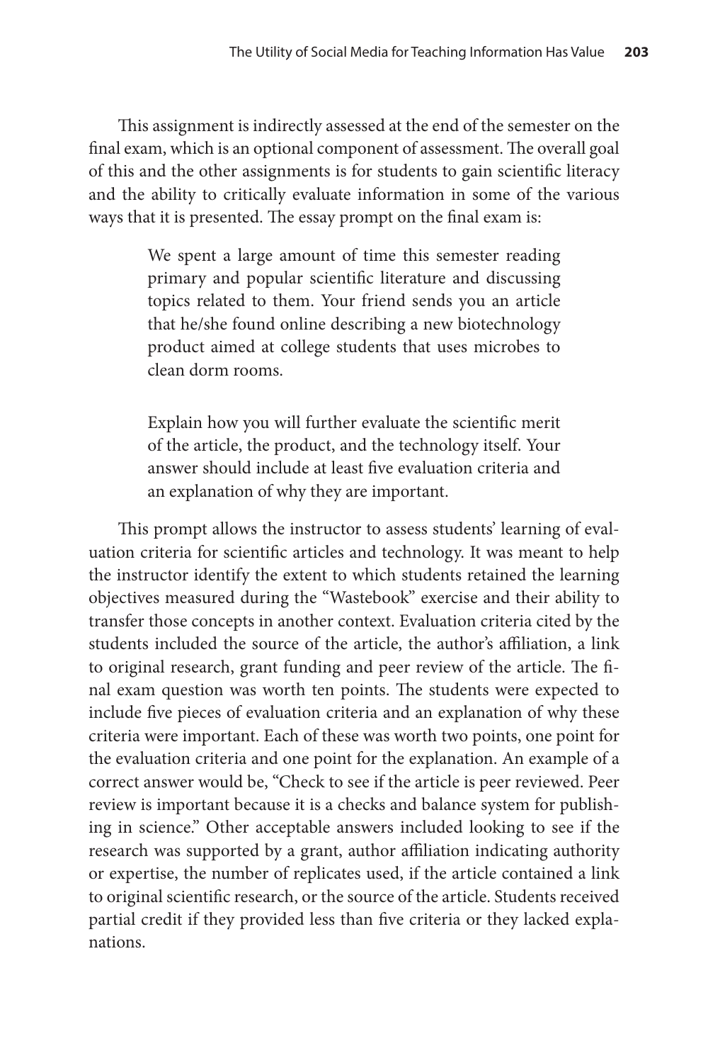This assignment is indirectly assessed at the end of the semester on the final exam, which is an optional component of assessment. The overall goal of this and the other assignments is for students to gain scientific literacy and the ability to critically evaluate information in some of the various ways that it is presented. The essay prompt on the final exam is:

> We spent a large amount of time this semester reading primary and popular scientific literature and discussing topics related to them. Your friend sends you an article that he/she found online describing a new biotechnology product aimed at college students that uses microbes to clean dorm rooms.
>
> Explain how you will further evaluate the scientific merit of the article, the product, and the technology itself. Your answer should include at least five evaluation criteria and an explanation of why they are important.

This prompt allows the instructor to assess students' learning of evaluation criteria for scientific articles and technology. It was meant to help the instructor identify the extent to which students retained the learning objectives measured during the "Wastebook" exercise and their ability to transfer those concepts in another context. Evaluation criteria cited by the students included the source of the article, the author's affiliation, a link to original research, grant funding and peer review of the article. The final exam question was worth ten points. The students were expected to include five pieces of evaluation criteria and an explanation of why these criteria were important. Each of these was worth two points, one point for the evaluation criteria and one point for the explanation. An example of a correct answer would be, "Check to see if the article is peer reviewed. Peer review is important because it is a checks and balance system for publishing in science." Other acceptable answers included looking to see if the research was supported by a grant, author affiliation indicating authority or expertise, the number of replicates used, if the article contained a link to original scientific research, or the source of the article. Students received partial credit if they provided less than five criteria or they lacked explanations.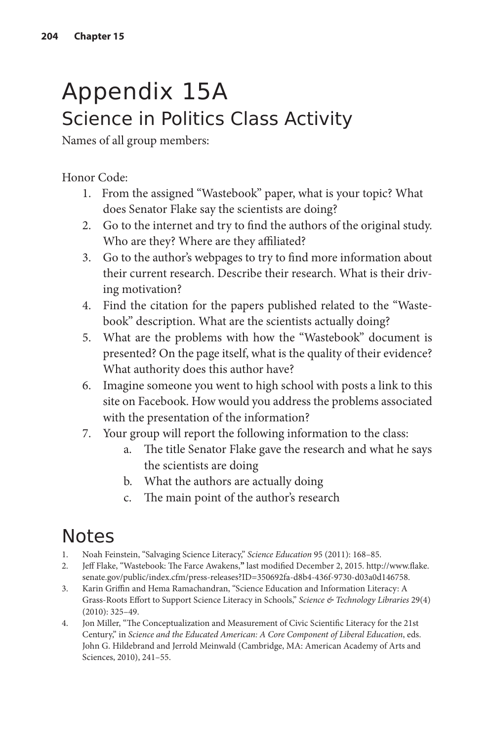# Appendix 15A

## Science in Politics Class Activity

Names of all group members:

Honor Code:

1. From the assigned "Wastebook" paper, what is your topic? What does Senator Flake say the scientists are doing?
2. Go to the internet and try to find the authors of the original study. Who are they? Where are they affiliated?
3. Go to the author's webpages to try to find more information about their current research. Describe their research. What is their driving motivation?
4. Find the citation for the papers published related to the "Wastebook" description. What are the scientists actually doing?
5. What are the problems with how the "Wastebook" document is presented? On the page itself, what is the quality of their evidence? What authority does this author have?
6. Imagine someone you went to high school with posts a link to this site on Facebook. How would you address the problems associated with the presentation of the information?
7. Your group will report the following information to the class:
    a. The title Senator Flake gave the research and what he says the scientists are doing
    b. What the authors are actually doing
    c. The main point of the author's research

# Notes

1. Noah Feinstein, "Salvaging Science Literacy," *Science Education* 95 (2011): 168–85.
2. Jeff Flake, "Wastebook: The Farce Awakens," last modified December 2, 2015. http://www.flake.senate.gov/public/index.cfm/press-releases?ID=350692fa-d8b4-436f-9730-d03a0d146758.
3. Karin Griffin and Hema Ramachandran, "Science Education and Information Literacy: A Grass-Roots Effort to Support Science Literacy in Schools," *Science & Technology Libraries* 29(4) (2010): 325–49.
4. Jon Miller, "The Conceptualization and Measurement of Civic Scientific Literacy for the 21st Century," in *Science and the Educated American: A Core Component of Liberal Education*, eds. John G. Hildebrand and Jerrold Meinwald (Cambridge, MA: American Academy of Arts and Sciences, 2010), 241–55.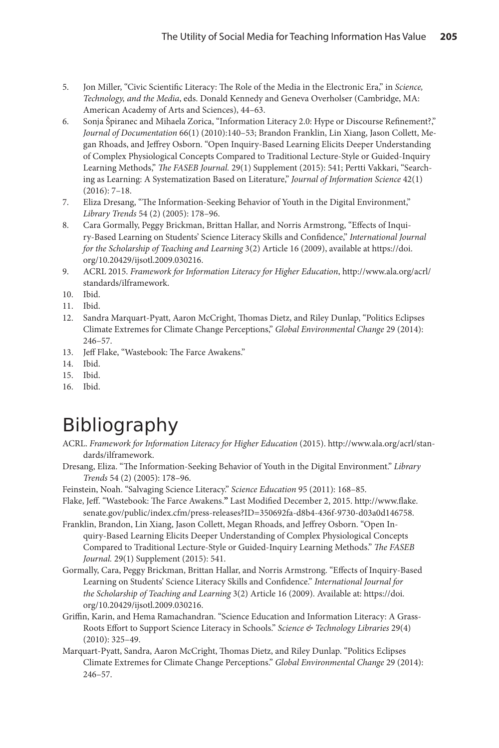5. Jon Miller, "Civic Scientific Literacy: The Role of the Media in the Electronic Era," in *Science, Technology, and the Media*, eds. Donald Kennedy and Geneva Overholser (Cambridge, MA: American Academy of Arts and Sciences), 44–63.
6. Sonja Špiranec and Mihaela Zorica, "Information Literacy 2.0: Hype or Discourse Refinement?," *Journal of Documentation* 66(1) (2010):140–53; Brandon Franklin, Lin Xiang, Jason Collett, Megan Rhoads, and Jeffrey Osborn. "Open Inquiry-Based Learning Elicits Deeper Understanding of Complex Physiological Concepts Compared to Traditional Lecture-Style or Guided-Inquiry Learning Methods," *The FASEB Journal.* 29(1) Supplement (2015): 541; Pertti Vakkari, "Searching as Learning: A Systematization Based on Literature," *Journal of Information Science* 42(1) (2016): 7–18.
7. Eliza Dresang, "The Information-Seeking Behavior of Youth in the Digital Environment," *Library Trends* 54 (2) (2005): 178–96.
8. Cara Gormally, Peggy Brickman, Brittan Hallar, and Norris Armstrong, "Effects of Inquiry-Based Learning on Students' Science Literacy Skills and Confidence," *International Journal for the Scholarship of Teaching and Learning* 3(2) Article 16 (2009), available at https://doi.org/10.20429/ijsotl.2009.030216.
9. ACRL 2015. *Framework for Information Literacy for Higher Education*, http://www.ala.org/acrl/standards/ilframework.
10. Ibid.
11. Ibid.
12. Sandra Marquart-Pyatt, Aaron McCright, Thomas Dietz, and Riley Dunlap, "Politics Eclipses Climate Extremes for Climate Change Perceptions," *Global Environmental Change* 29 (2014): 246–57.
13. Jeff Flake, "Wastebook: The Farce Awakens."
14. Ibid.
15. Ibid.
16. Ibid.

# Bibliography

ACRL. *Framework for Information Literacy for Higher Education* (2015). http://www.ala.org/acrl/standards/ilframework.

Dresang, Eliza. "The Information-Seeking Behavior of Youth in the Digital Environment." *Library Trends* 54 (2) (2005): 178–96.

Feinstein, Noah. "Salvaging Science Literacy." *Science Education* 95 (2011): 168–85.

Flake, Jeff. "Wastebook: The Farce Awakens." Last Modified December 2, 2015. http://www.flake.senate.gov/public/index.cfm/press-releases?ID=350692fa-d8b4-436f-9730-d03a0d146758.

Franklin, Brandon, Lin Xiang, Jason Collett, Megan Rhoads, and Jeffrey Osborn. "Open Inquiry-Based Learning Elicits Deeper Understanding of Complex Physiological Concepts Compared to Traditional Lecture-Style or Guided-Inquiry Learning Methods." *The FASEB Journal.* 29(1) Supplement (2015): 541.

Gormally, Cara, Peggy Brickman, Brittan Hallar, and Norris Armstrong. "Effects of Inquiry-Based Learning on Students' Science Literacy Skills and Confidence." *International Journal for the Scholarship of Teaching and Learning* 3(2) Article 16 (2009). Available at: https://doi.org/10.20429/ijsotl.2009.030216.

Griffin, Karin, and Hema Ramachandran. "Science Education and Information Literacy: A Grass-Roots Effort to Support Science Literacy in Schools." *Science & Technology Libraries* 29(4) (2010): 325–49.

Marquart-Pyatt, Sandra, Aaron McCright, Thomas Dietz, and Riley Dunlap. "Politics Eclipses Climate Extremes for Climate Change Perceptions." *Global Environmental Change* 29 (2014): 246–57.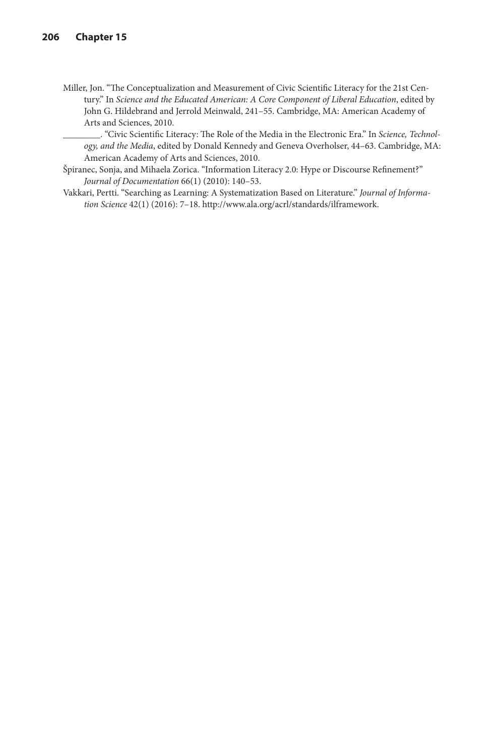Miller, Jon. "The Conceptualization and Measurement of Civic Scientific Literacy for the 21st Century." In *Science and the Educated American: A Core Component of Liberal Education*, edited by John G. Hildebrand and Jerrold Meinwald, 241–55. Cambridge, MA: American Academy of Arts and Sciences, 2010.

________. "Civic Scientific Literacy: The Role of the Media in the Electronic Era." In *Science, Technology, and the Media*, edited by Donald Kennedy and Geneva Overholser, 44–63. Cambridge, MA: American Academy of Arts and Sciences, 2010.

Špiranec, Sonja, and Mihaela Zorica. "Information Literacy 2.0: Hype or Discourse Refinement?" *Journal of Documentation* 66(1) (2010): 140–53.

Vakkari, Pertti. "Searching as Learning: A Systematization Based on Literature." *Journal of Information Science* 42(1) (2016): 7–18. http://www.ala.org/acrl/standards/ilframework.